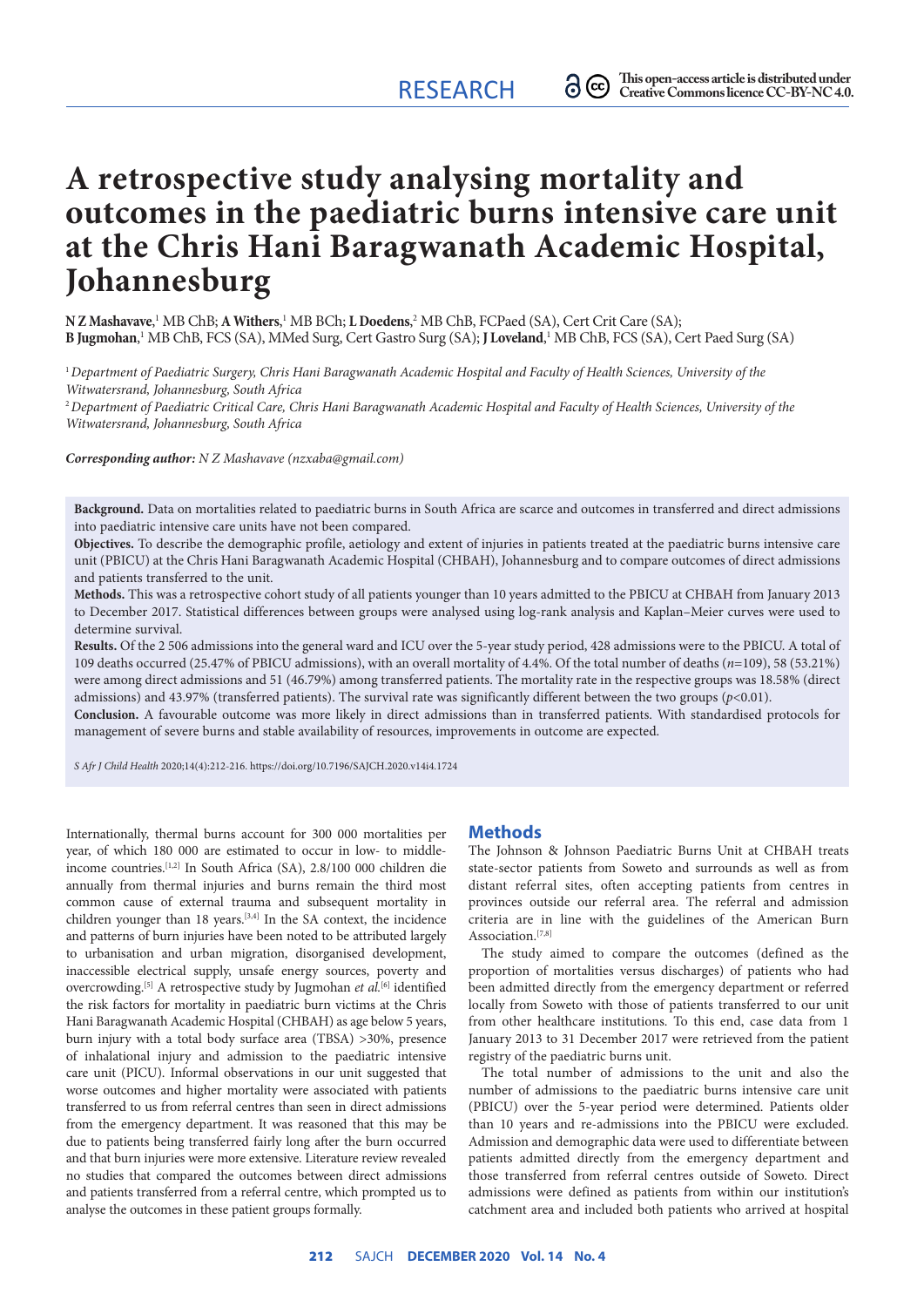RESEARCH

This open-access article is distributed under Creative Commons licence CC-BY-NC 4.0.

# A retrospective study analysing mortality and outcomes in the paediatric burns intensive care unit at the Chris Hani Baragwanath Academic Hospital, Johannesburg

**N Z Mashavave**,[1] MB ChB; **A Withers**,[1] MB BCh; **L Doedens**,[2] MB ChB, FCPaed (SA), Cert Crit Care (SA); **B Jugmohan**,[1] MB ChB, FCS (SA), MMed Surg, Cert Gastro Surg (SA); **J Loveland**,[1] MB ChB, FCS (SA), Cert Paed Surg (SA)

[1] *Department of Paediatric Surgery, Chris Hani Baragwanath Academic Hospital and Faculty of Health Sciences, University of the Witwatersrand, Johannesburg, South Africa*

[2] *Department of Paediatric Critical Care, Chris Hani Baragwanath Academic Hospital and Faculty of Health Sciences, University of the Witwatersrand, Johannesburg, South Africa*

***Corresponding author:** N Z Mashavave (nzxaba@gmail.com)*

**Background.** Data on mortalities related to paediatric burns in South Africa are scarce and outcomes in transferred and direct admissions into paediatric intensive care units have not been compared.

**Objectives.** To describe the demographic profile, aetiology and extent of injuries in patients treated at the paediatric burns intensive care unit (PBICU) at the Chris Hani Baragwanath Academic Hospital (CHBAH), Johannesburg and to compare outcomes of direct admissions and patients transferred to the unit.

**Methods.** This was a retrospective cohort study of all patients younger than 10 years admitted to the PBICU at CHBAH from January 2013 to December 2017. Statistical differences between groups were analysed using log-rank analysis and Kaplan–Meier curves were used to determine survival.

**Results.** Of the 2 506 admissions into the general ward and ICU over the 5-year study period, 428 admissions were to the PBICU. A total of 109 deaths occurred (25.47% of PBICU admissions), with an overall mortality of 4.4%. Of the total number of deaths (*n*=109), 58 (53.21%) were among direct admissions and 51 (46.79%) among transferred patients. The mortality rate in the respective groups was 18.58% (direct admissions) and 43.97% (transferred patients). The survival rate was significantly different between the two groups ($p<0.01$).

**Conclusion.** A favourable outcome was more likely in direct admissions than in transferred patients. With standardised protocols for management of severe burns and stable availability of resources, improvements in outcome are expected.

*S Afr J Child Health* 2020;14(4):212-216. https://doi.org/10.7196/SAJCH.2020.v14i4.1724

Internationally, thermal burns account for 300 000 mortalities per year, of which 180 000 are estimated to occur in low- to middle-income countries.[1,2] In South Africa (SA), 2.8/100 000 children die annually from thermal injuries and burns remain the third most common cause of external trauma and subsequent mortality in children younger than 18 years.[3,4] In the SA context, the incidence and patterns of burn injuries have been noted to be attributed largely to urbanisation and urban migration, disorganised development, inaccessible electrical supply, unsafe energy sources, poverty and overcrowding.[5] A retrospective study by Jugmohan *et al.*[6] identified the risk factors for mortality in paediatric burn victims at the Chris Hani Baragwanath Academic Hospital (CHBAH) as age below 5 years, burn injury with a total body surface area (TBSA) >30%, presence of inhalational injury and admission to the paediatric intensive care unit (PICU). Informal observations in our unit suggested that worse outcomes and higher mortality were associated with patients transferred to us from referral centres than seen in direct admissions from the emergency department. It was reasoned that this may be due to patients being transferred fairly long after the burn occurred and that burn injuries were more extensive. Literature review revealed no studies that compared the outcomes between direct admissions and patients transferred from a referral centre, which prompted us to analyse the outcomes in these patient groups formally.

## Methods

The Johnson & Johnson Paediatric Burns Unit at CHBAH treats state-sector patients from Soweto and surrounds as well as from distant referral sites, often accepting patients from centres in provinces outside our referral area. The referral and admission criteria are in line with the guidelines of the American Burn Association.[7,8]

The study aimed to compare the outcomes (defined as the proportion of mortalities versus discharges) of patients who had been admitted directly from the emergency department or referred locally from Soweto with those of patients transferred to our unit from other healthcare institutions. To this end, case data from 1 January 2013 to 31 December 2017 were retrieved from the patient registry of the paediatric burns unit.

The total number of admissions to the unit and also the number of admissions to the paediatric burns intensive care unit (PBICU) over the 5-year period were determined. Patients older than 10 years and re-admissions into the PBICU were excluded. Admission and demographic data were used to differentiate between patients admitted directly from the emergency department and those transferred from referral centres outside of Soweto. Direct admissions were defined as patients from within our institution's catchment area and included both patients who arrived at hospital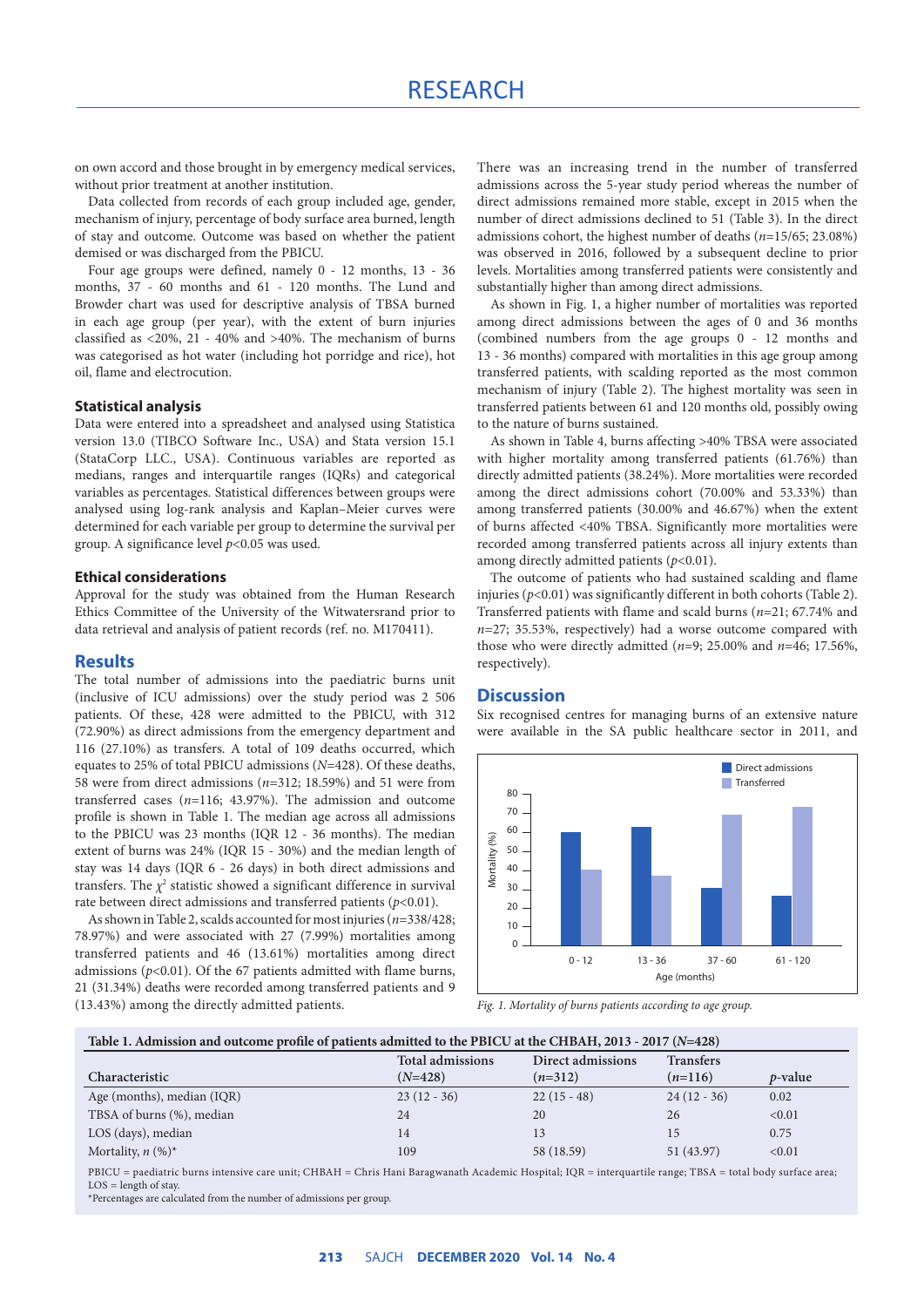on own accord and those brought in by emergency medical services, without prior treatment at another institution.

Data collected from records of each group included age, gender, mechanism of injury, percentage of body surface area burned, length of stay and outcome. Outcome was based on whether the patient demised or was discharged from the PBICU.

Four age groups were defined, namely 0 - 12 months, 13 - 36 months, 37 - 60 months and 61 - 120 months. The Lund and Browder chart was used for descriptive analysis of TBSA burned in each age group (per year), with the extent of burn injuries classified as <20%, 21 - 40% and >40%. The mechanism of burns was categorised as hot water (including hot porridge and rice), hot oil, flame and electrocution.

### Statistical analysis

Data were entered into a spreadsheet and analysed using Statistica version 13.0 (TIBCO Software Inc., USA) and Stata version 15.1 (StataCorp LLC., USA). Continuous variables are reported as medians, ranges and interquartile ranges (IQRs) and categorical variables as percentages. Statistical differences between groups were analysed using log-rank analysis and Kaplan–Meier curves were determined for each variable per group to determine the survival per group. A significance level $p<0.05$ was used.

### Ethical considerations

Approval for the study was obtained from the Human Research Ethics Committee of the University of the Witwatersrand prior to data retrieval and analysis of patient records (ref. no. M170411).

## Results

The total number of admissions into the paediatric burns unit (inclusive of ICU admissions) over the study period was 2 506 patients. Of these, 428 were admitted to the PBICU, with 312 (72.90%) as direct admissions from the emergency department and 116 (27.10%) as transfers. A total of 109 deaths occurred, which equates to 25% of total PBICU admissions (*N*=428). Of these deaths, 58 were from direct admissions (*n*=312; 18.59%) and 51 were from transferred cases (*n*=116; 43.97%). The admission and outcome profile is shown in Table 1. The median age across all admissions to the PBICU was 23 months (IQR 12 - 36 months). The median extent of burns was 24% (IQR 15 - 30%) and the median length of stay was 14 days (IQR 6 - 26 days) in both direct admissions and transfers. The $\chi^2$ statistic showed a significant difference in survival rate between direct admissions and transferred patients ($p<0.01$).

As shown in Table 2, scalds accounted for most injuries (*n*=338/428; 78.97%) and were associated with 27 (7.99%) mortalities among transferred patients and 46 (13.61%) mortalities among direct admissions ($p<0.01$). Of the 67 patients admitted with flame burns, 21 (31.34%) deaths were recorded among transferred patients and 9 (13.43%) among the directly admitted patients.

There was an increasing trend in the number of transferred admissions across the 5-year study period whereas the number of direct admissions remained more stable, except in 2015 when the number of direct admissions declined to 51 (Table 3). In the direct admissions cohort, the highest number of deaths (*n*=15/65; 23.08%) was observed in 2016, followed by a subsequent decline to prior levels. Mortalities among transferred patients were consistently and substantially higher than among direct admissions.

As shown in Fig. 1, a higher number of mortalities was reported among direct admissions between the ages of 0 and 36 months (combined numbers from the age groups 0 - 12 months and 13 - 36 months) compared with mortalities in this age group among transferred patients, with scalding reported as the most common mechanism of injury (Table 2). The highest mortality was seen in transferred patients between 61 and 120 months old, possibly owing to the nature of burns sustained.

As shown in Table 4, burns affecting >40% TBSA were associated with higher mortality among transferred patients (61.76%) than directly admitted patients (38.24%). More mortalities were recorded among the direct admissions cohort (70.00% and 53.33%) than among transferred patients (30.00% and 46.67%) when the extent of burns affected <40% TBSA. Significantly more mortalities were recorded among transferred patients across all injury extents than among directly admitted patients ($p<0.01$).

The outcome of patients who had sustained scalding and flame injuries ($p<0.01$) was significantly different in both cohorts (Table 2). Transferred patients with flame and scald burns (*n*=21; 67.74% and *n*=27; 35.53%, respectively) had a worse outcome compared with those who were directly admitted (*n*=9; 25.00% and *n*=46; 17.56%, respectively).

## Discussion

Six recognised centres for managing burns of an extensive nature were available in the SA public healthcare sector in 2011, and

*Fig. 1. Mortality of burns patients according to age group.*

**Table 1. Admission and outcome profile of patients admitted to the PBICU at the CHBAH, 2013 - 2017 (*N*=428)**

| Characteristic | Total admissions (*N*=428) | Direct admissions (*n*=312) | Transfers (*n*=116) | *p*-value |
|---|---|---|---|---|
| Age (months), median (IQR) | 23 (12 - 36) | 22 (15 - 48) | 24 (12 - 36) | 0.02 |
| TBSA of burns (%), median | 24 | 20 | 26 | <0.01 |
| LOS (days), median | 14 | 13 | 15 | 0.75 |
| Mortality, *n* (%)* | 109 | 58 (18.59) | 51 (43.97) | <0.01 |

PBICU = paediatric burns intensive care unit; CHBAH = Chris Hani Baragwanath Academic Hospital; IQR = interquartile range; TBSA = total body surface area; LOS = length of stay.
*Percentages are calculated from the number of admissions per group.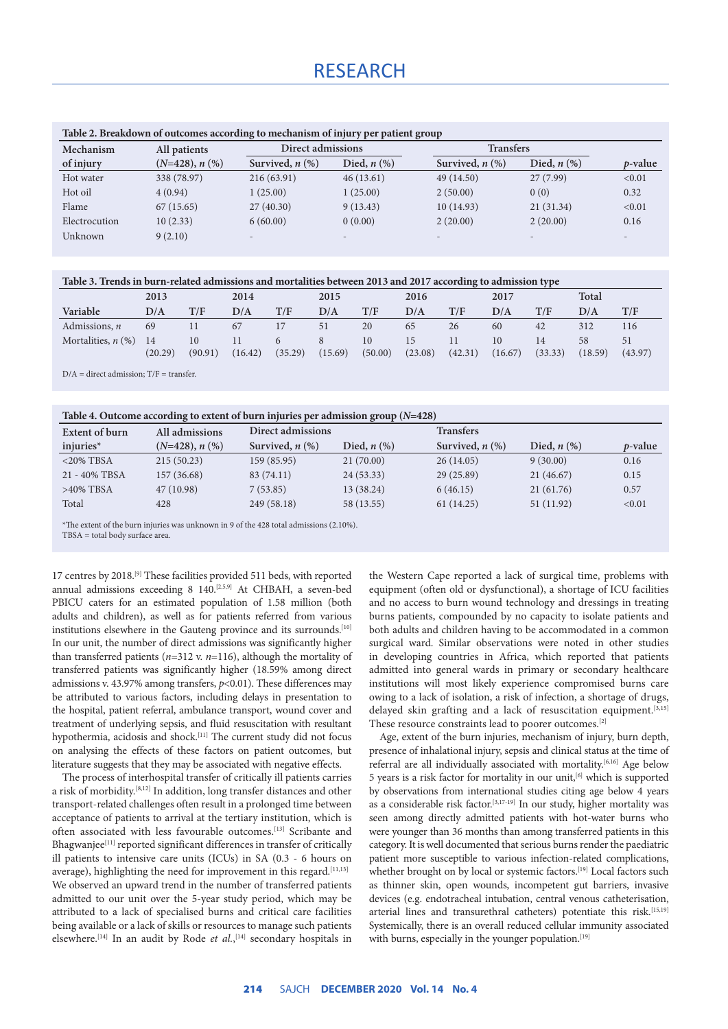**Table 2. Breakdown of outcomes according to mechanism of injury per patient group**

| Mechanism of injury | All patients ($N$=428), $n$ (%) | Direct admissions | | Transfers | | $p$-value |
|---|---|---|---|---|---|---|
| | | Survived, $n$ (%) | Died, $n$ (%) | Survived, $n$ (%) | Died, $n$ (%) | |
| Hot water | 338 (78.97) | 216 (63.91) | 46 (13.61) | 49 (14.50) | 27 (7.99) | <0.01 |
| Hot oil | 4 (0.94) | 1 (25.00) | 1 (25.00) | 2 (50.00) | 0 (0) | 0.32 |
| Flame | 67 (15.65) | 27 (40.30) | 9 (13.43) | 10 (14.93) | 21 (31.34) | <0.01 |
| Electrocution | 10 (2.33) | 6 (60.00) | 0 (0.00) | 2 (20.00) | 2 (20.00) | 0.16 |
| Unknown | 9 (2.10) | - | - | - | - | - |

**Table 3. Trends in burn-related admissions and mortalities between 2013 and 2017 according to admission type**

| Variable | 2013 D/A | 2013 T/F | 2014 D/A | 2014 T/F | 2015 D/A | 2015 T/F | 2016 D/A | 2016 T/F | 2017 D/A | 2017 T/F | Total D/A | Total T/F |
|---|---|---|---|---|---|---|---|---|---|---|---|---|
| Admissions, $n$ | 69 | 11 | 67 | 17 | 51 | 20 | 65 | 26 | 60 | 42 | 312 | 116 |
| Mortalities, $n$ (%) | 14 (20.29) | 10 (90.91) | 11 (16.42) | 6 (35.29) | 8 (15.69) | 10 (50.00) | 15 (23.08) | 11 (42.31) | 10 (16.67) | 14 (33.33) | 58 (18.59) | 51 (43.97) |

D/A = direct admission; T/F = transfer.

**Table 4. Outcome according to extent of burn injuries per admission group ($N$=428)**

| Extent of burn injuries* | All admissions ($N$=428), $n$ (%) | Direct admissions | | Transfers | | $p$-value |
|---|---|---|---|---|---|---|
| | | Survived, $n$ (%) | Died, $n$ (%) | Survived, $n$ (%) | Died, $n$ (%) | |
| <20% TBSA | 215 (50.23) | 159 (85.95) | 21 (70.00) | 26 (14.05) | 9 (30.00) | 0.16 |
| 21 - 40% TBSA | 157 (36.68) | 83 (74.11) | 24 (53.33) | 29 (25.89) | 21 (46.67) | 0.15 |
| >40% TBSA | 47 (10.98) | 7 (53.85) | 13 (38.24) | 6 (46.15) | 21 (61.76) | 0.57 |
| Total | 428 | 249 (58.18) | 58 (13.55) | 61 (14.25) | 51 (11.92) | <0.01 |

*The extent of the burn injuries was unknown in 9 of the 428 total admissions (2.10%).
TBSA = total body surface area.

17 centres by 2018.[9] These facilities provided 511 beds, with reported annual admissions exceeding 8 140.[2,5,9] At CHBAH, a seven-bed PBICU caters for an estimated population of 1.58 million (both adults and children), as well as for patients referred from various institutions elsewhere in the Gauteng province and its surrounds.[10] In our unit, the number of direct admissions was significantly higher than transferred patients ($n$=312 v. $n$=116), although the mortality of transferred patients was significantly higher (18.59% among direct admissions v. 43.97% among transfers, $p$<0.01). These differences may be attributed to various factors, including delays in presentation to the hospital, patient referral, ambulance transport, wound cover and treatment of underlying sepsis, and fluid resuscitation with resultant hypothermia, acidosis and shock.[11] The current study did not focus on analysing the effects of these factors on patient outcomes, but literature suggests that they may be associated with negative effects.

The process of interhospital transfer of critically ill patients carries a risk of morbidity.[8,12] In addition, long transfer distances and other transport-related challenges often result in a prolonged time between acceptance of patients to arrival at the tertiary institution, which is often associated with less favourable outcomes.[13] Scribante and Bhagwanjee[11] reported significant differences in transfer of critically ill patients to intensive care units (ICUs) in SA (0.3 - 6 hours on average), highlighting the need for improvement in this regard.[11,13] We observed an upward trend in the number of transferred patients admitted to our unit over the 5-year study period, which may be attributed to a lack of specialised burns and critical care facilities being available or a lack of skills or resources to manage such patients elsewhere.[14] In an audit by Rode *et al.*,[14] secondary hospitals in the Western Cape reported a lack of surgical time, problems with equipment (often old or dysfunctional), a shortage of ICU facilities and no access to burn wound technology and dressings in treating burns patients, compounded by no capacity to isolate patients and both adults and children having to be accommodated in a common surgical ward. Similar observations were noted in other studies in developing countries in Africa, which reported that patients admitted into general wards in primary or secondary healthcare institutions will most likely experience compromised burns care owing to a lack of isolation, a risk of infection, a shortage of drugs, delayed skin grafting and a lack of resuscitation equipment.[3,15] These resource constraints lead to poorer outcomes.[2]

Age, extent of the burn injuries, mechanism of injury, burn depth, presence of inhalational injury, sepsis and clinical status at the time of referral are all individually associated with mortality.[6,16] Age below 5 years is a risk factor for mortality in our unit,[6] which is supported by observations from international studies citing age below 4 years as a considerable risk factor.[3,17-19] In our study, higher mortality was seen among directly admitted patients with hot-water burns who were younger than 36 months than among transferred patients in this category. It is well documented that serious burns render the paediatric patient more susceptible to various infection-related complications, whether brought on by local or systemic factors.[19] Local factors such as thinner skin, open wounds, incompetent gut barriers, invasive devices (e.g. endotracheal intubation, central venous catheterisation, arterial lines and transurethral catheters) potentiate this risk.[15,19] Systemically, there is an overall reduced cellular immunity associated with burns, especially in the younger population.[19]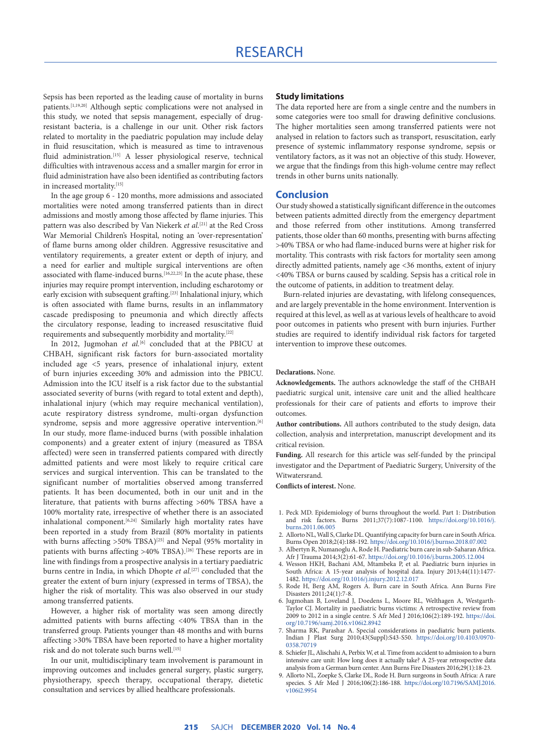Sepsis has been reported as the leading cause of mortality in burns patients.[1,19,20] Although septic complications were not analysed in this study, we noted that sepsis management, especially of drug-resistant bacteria, is a challenge in our unit. Other risk factors related to mortality in the paediatric population may include delay in fluid resuscitation, which is measured as time to intravenous fluid administration.[15] A lesser physiological reserve, technical difficulties with intravenous access and a smaller margin for error in fluid administration have also been identified as contributing factors in increased mortality.[15]

In the age group 6 - 120 months, more admissions and associated mortalities were noted among transferred patients than in direct admissions and mostly among those affected by flame injuries. This pattern was also described by Van Niekerk *et al.*[21] at the Red Cross War Memorial Children's Hospital, noting an 'over-representation' of flame burns among older children. Aggressive resuscitative and ventilatory requirements, a greater extent or depth of injury, and a need for earlier and multiple surgical interventions are often associated with flame-induced burns.[16,22,23] In the acute phase, these injuries may require prompt intervention, including escharotomy or early excision with subsequent grafting.[23] Inhalational injury, which is often associated with flame burns, results in an inflammatory cascade predisposing to pneumonia and which directly affects the circulatory response, leading to increased resuscitative fluid requirements and subsequently morbidity and mortality.[22]

In 2012, Jugmohan *et al.*[6] concluded that at the PBICU at CHBAH, significant risk factors for burn-associated mortality included age <5 years, presence of inhalational injury, extent of burn injuries exceeding 30% and admission into the PBICU. Admission into the ICU itself is a risk factor due to the substantial associated severity of burns (with regard to total extent and depth), inhalational injury (which may require mechanical ventilation), acute respiratory distress syndrome, multi-organ dysfunction syndrome, sepsis and more aggressive operative intervention.[6] In our study, more flame-induced burns (with possible inhalation components) and a greater extent of injury (measured as TBSA affected) were seen in transferred patients compared with directly admitted patients and were most likely to require critical care services and surgical intervention. This can be translated to the significant number of mortalities observed among transferred patients. It has been documented, both in our unit and in the literature, that patients with burns affecting >60% TBSA have a 100% mortality rate, irrespective of whether there is an associated inhalational component.[6,24] Similarly high mortality rates have been reported in a study from Brazil (80% mortality in patients with burns affecting >50% TBSA)[25] and Nepal (95% mortality in patients with burns affecting >40% TBSA).[26] These reports are in line with findings from a prospective analysis in a tertiary paediatric burns centre in India, in which Dhopte *et al.*[27] concluded that the greater the extent of burn injury (expressed in terms of TBSA), the higher the risk of mortality. This was also observed in our study among transferred patients.

However, a higher risk of mortality was seen among directly admitted patients with burns affecting <40% TBSA than in the transferred group. Patients younger than 48 months and with burns affecting >30% TBSA have been reported to have a higher mortality risk and do not tolerate such burns well.[15]

In our unit, multidisciplinary team involvement is paramount in improving outcomes and includes general surgery, plastic surgery, physiotherapy, speech therapy, occupational therapy, dietetic consultation and services by allied healthcare professionals.

### Study limitations

The data reported here are from a single centre and the numbers in some categories were too small for drawing definitive conclusions. The higher mortalities seen among transferred patients were not analysed in relation to factors such as transport, resuscitation, early presence of systemic inflammatory response syndrome, sepsis or ventilatory factors, as it was not an objective of this study. However, we argue that the findings from this high-volume centre may reflect trends in other burns units nationally.

## Conclusion

Our study showed a statistically significant difference in the outcomes between patients admitted directly from the emergency department and those referred from other institutions. Among transferred patients, those older than 60 months, presenting with burns affecting >40% TBSA or who had flame-induced burns were at higher risk for mortality. This contrasts with risk factors for mortality seen among directly admitted patients, namely age <36 months, extent of injury <40% TBSA or burns caused by scalding. Sepsis has a critical role in the outcome of patients, in addition to treatment delay.

Burn-related injuries are devastating, with lifelong consequences, and are largely preventable in the home environment. Intervention is required at this level, as well as at various levels of healthcare to avoid poor outcomes in patients who present with burn injuries. Further studies are required to identify individual risk factors for targeted intervention to improve these outcomes.

**Declarations.** None.

**Acknowledgements.** The authors acknowledge the staff of the CHBAH paediatric surgical unit, intensive care unit and the allied healthcare professionals for their care of patients and efforts to improve their outcomes.

**Author contributions.** All authors contributed to the study design, data collection, analysis and interpretation, manuscript development and its critical revision.

**Funding.** All research for this article was self-funded by the principal investigator and the Department of Paediatric Surgery, University of the Witwatersrand.

**Conflicts of interest.** None.

1. Peck MD. Epidemiology of burns throughout the world. Part 1: Distribution and risk factors. Burns 2011;37(7):1087-1100. https://doi.org/10.1016/j.burns.2011.06.005
2. Allorto NL, Wall S, Clarke DL. Quantifying capacity for burn care in South Africa. Burns Open 2018;2(4):188-192. https://doi.org/10.1016/j.burnso.2018.07.002
3. Albertyn R, Numanoglu A, Rode H. Paediatric burn care in sub-Saharan Africa. Afr J Trauma 2014;3(2):61-67. https://doi.org/10.1016/j.burns.2005.12.004
4. Wesson HKH, Bachani AM, Mtambeka P, et al. Paediatric burn injuries in South Africa: A 15-year analysis of hospital data. Injury 2013;44(11):1477-1482. https://doi.org/10.1016/j.injury.2012.12.017
5. Rode H, Berg AM, Rogers A. Burn care in South Africa. Ann Burns Fire Disasters 2011;24(1):7-8.
6. Jugmohan B, Loveland J, Doedens L, Moore RL, Welthagen A, Westgarth-Taylor CJ. Mortality in paediatric burns victims: A retrospective review from 2009 to 2012 in a single centre. S Afr Med J 2016;106(2):189-192. https://doi.org/10.7196/samj.2016.v106i2.8942
7. Sharma RK, Parashar A. Special considerations in paediatric burn patients. Indian J Plast Surg 2010;43(Suppl):S43-S50. https://doi.org/10.4103/0970-0358.70719
8. Schiefer JL, Alischahi A, Perbix W, et al. Time from accident to admission to a burn intensive care unit: How long does it actually take? A 25-year retrospective data analysis from a German burn center. Ann Burns Fire Disasters 2016;29(1):18-23.
9. Allorto NL, Zoepke S, Clarke DL, Rode H. Burn surgeons in South Africa: A rare species. S Afr Med J 2016;106(2):186-188. https://doi.org/10.7196/SAMJ.2016.v106i2.9954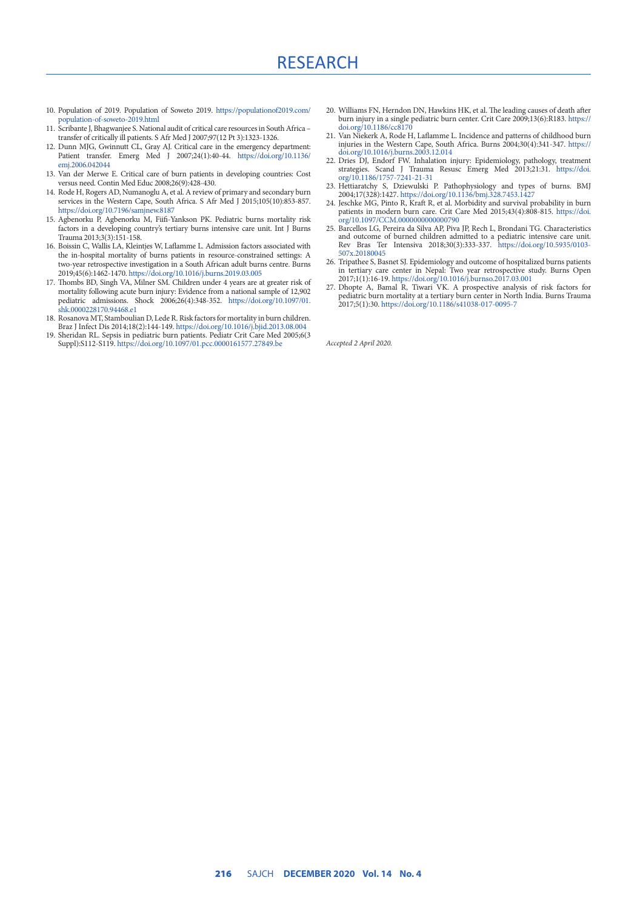10. Population of 2019. Population of Soweto 2019. https://populationof2019.com/population-of-soweto-2019.html
11. Scribante J, Bhagwanjee S. National audit of critical care resources in South Africa – transfer of critically ill patients. S Afr Med J 2007;97(12 Pt 3):1323-1326.
12. Dunn MJG, Gwinnutt CL, Gray AJ. Critical care in the emergency department: Patient transfer. Emerg Med J 2007;24(1):40-44. https://doi.org/10.1136/emj.2006.042044
13. Van der Merwe E. Critical care of burn patients in developing countries: Cost versus need. Contin Med Educ 2008;26(9):428-430.
14. Rode H, Rogers AD, Numanoglu A, et al. A review of primary and secondary burn services in the Western Cape, South Africa. S Afr Med J 2015;105(10):853-857. https://doi.org/10.7196/samjnew.8187
15. Agbenorku P, Agbenorku M, Fiifi-Yankson PK. Pediatric burns mortality risk factors in a developing country's tertiary burns intensive care unit. Int J Burns Trauma 2013;3(3):151-158.
16. Boissin C, Wallis LA, Kleintjes W, Laflamme L. Admission factors associated with the in-hospital mortality of burns patients in resource-constrained settings: A two-year retrospective investigation in a South African adult burns centre. Burns 2019;45(6):1462-1470. https://doi.org/10.1016/j.burns.2019.03.005
17. Thombs BD, Singh VA, Milner SM. Children under 4 years are at greater risk of mortality following acute burn injury: Evidence from a national sample of 12,902 pediatric admissions. Shock 2006;26(4):348-352. https://doi.org/10.1097/01.shk.0000228170.94468.e1
18. Rosanova MT, Stamboulian D, Lede R. Risk factors for mortality in burn children. Braz J Infect Dis 2014;18(2):144-149. https://doi.org/10.1016/j.bjid.2013.08.004
19. Sheridan RL. Sepsis in pediatric burn patients. Pediatr Crit Care Med 2005;6(3 Suppl):S112-S119. https://doi.org/10.1097/01.pcc.0000161577.27849.be
20. Williams FN, Herndon DN, Hawkins HK, et al. The leading causes of death after burn injury in a single pediatric burn center. Crit Care 2009;13(6):R183. https://doi.org/10.1186/cc8170
21. Van Niekerk A, Rode H, Laflamme L. Incidence and patterns of childhood burn injuries in the Western Cape, South Africa. Burns 2004;30(4):341-347. https://doi.org/10.1016/j.burns.2003.12.014
22. Dries DJ, Endorf FW. Inhalation injury: Epidemiology, pathology, treatment strategies. Scand J Trauma Resusc Emerg Med 2013;21:31. https://doi.org/10.1186/1757-7241-21-31
23. Hettiaratchy S, Dziewulski P. Pathophysiology and types of burns. BMJ 2004;17(328):1427. https://doi.org/10.1136/bmj.328.7453.1427
24. Jeschke MG, Pinto R, Kraft R, et al. Morbidity and survival probability in burn patients in modern burn care. Crit Care Med 2015;43(4):808-815. https://doi.org/10.1097/CCM.0000000000000790
25. Barcellos LG, Pereira da Silva AP, Piva JP, Rech L, Brondani TG. Characteristics and outcome of burned children admitted to a pediatric intensive care unit. Rev Bras Ter Intensiva 2018;30(3):333-337. https://doi.org/10.5935/0103-507x.20180045
26. Tripathee S, Basnet SJ. Epidemiology and outcome of hospitalized burns patients in tertiary care center in Nepal: Two year retrospective study. Burns Open 2017;1(1):16-19. https://doi.org/10.1016/j.burnso.2017.03.001
27. Dhopte A, Bamal R, Tiwari VK. A prospective analysis of risk factors for pediatric burn mortality at a tertiary burn center in North India. Burns Trauma 2017;5(1):30. https://doi.org/10.1186/s41038-017-0095-7

*Accepted 2 April 2020.*